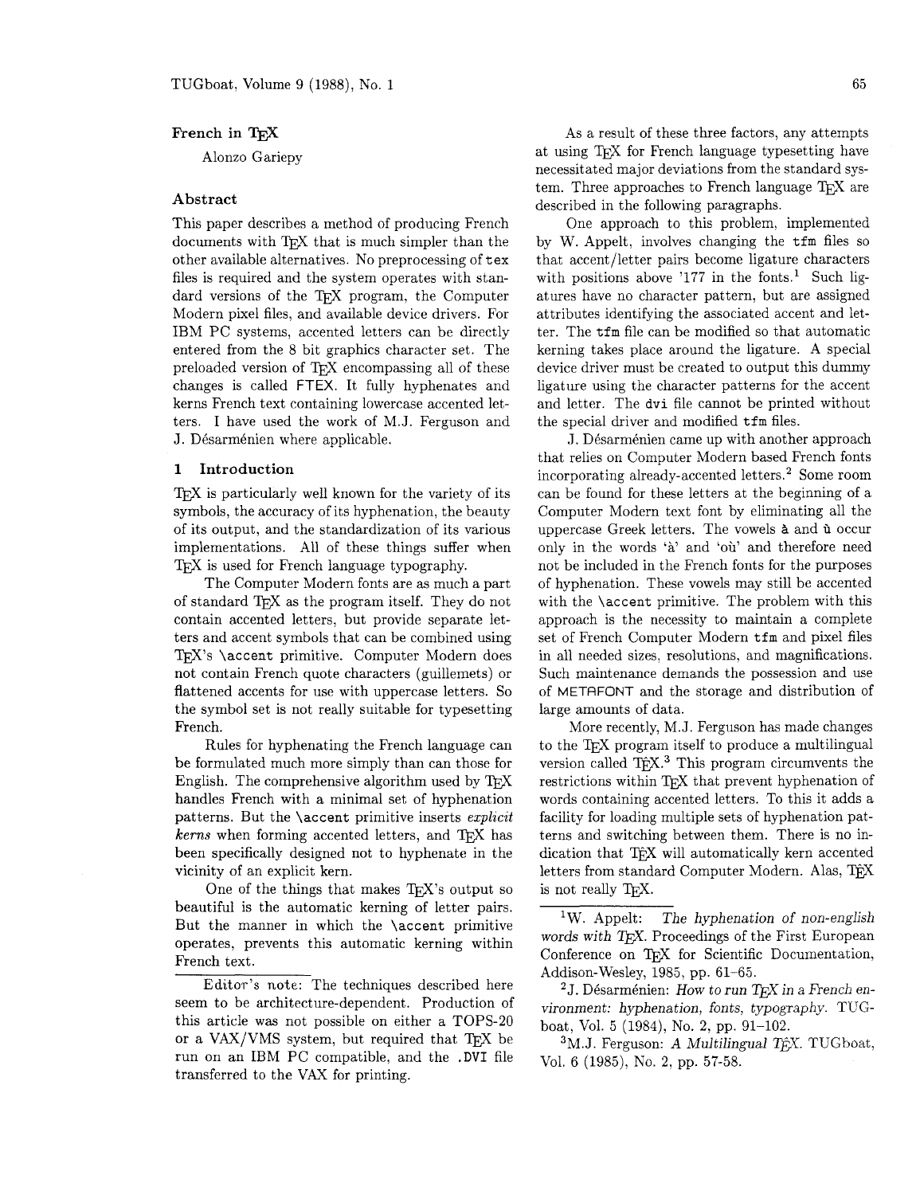# French in TeX

Alonzo Gariepy

## Abstract

This paper describes a method of producing French documents with TeX that is much simpler than the other available alternatives. No preprocessing of `tex` files is required and the system operates with standard versions of the TeX program, the Computer Modern pixel files, and available device drivers. For IBM PC systems, accented letters can be directly entered from the 8 bit graphics character set. The preloaded version of TeX encompassing all of these changes is called FTEX. It fully hyphenates and kerns French text containing lowercase accented letters. I have used the work of M.J. Ferguson and J. Désarménien where applicable.

## 1 Introduction

TeX is particularly well known for the variety of its symbols, the accuracy of its hyphenation, the beauty of its output, and the standardization of its various implementations. All of these things suffer when TeX is used for French language typography.

The Computer Modern fonts are as much a part of standard TeX as the program itself. They do not contain accented letters, but provide separate letters and accent symbols that can be combined using TeX's `\accent` primitive. Computer Modern does not contain French quote characters (guillemets) or flattened accents for use with uppercase letters. So the symbol set is not really suitable for typesetting French.

Rules for hyphenating the French language can be formulated much more simply than can those for English. The comprehensive algorithm used by TeX handles French with a minimal set of hyphenation patterns. But the `\accent` primitive inserts *explicit kerns* when forming accented letters, and TeX has been specifically designed not to hyphenate in the vicinity of an explicit kern.

One of the things that makes TeX's output so beautiful is the automatic kerning of letter pairs. But the manner in which the `\accent` primitive operates, prevents this automatic kerning within French text.

Editor's note: The techniques described here seem to be architecture-dependent. Production of this article was not possible on either a TOPS-20 or a VAX/VMS system, but required that TeX be run on an IBM PC compatible, and the `.DVI` file transferred to the VAX for printing.

As a result of these three factors, any attempts at using TeX for French language typesetting have necessitated major deviations from the standard system. Three approaches to French language TeX are described in the following paragraphs.

One approach to this problem, implemented by W. Appelt, involves changing the `tfm` files so that accent/letter pairs become ligature characters with positions above '177 in the fonts.[1] Such ligatures have no character pattern, but are assigned attributes identifying the associated accent and letter. The `tfm` file can be modified so that automatic kerning takes place around the ligature. A special device driver must be created to output this dummy ligature using the character patterns for the accent and letter. The `dvi` file cannot be printed without the special driver and modified `tfm` files.

J. Désarménien came up with another approach that relies on Computer Modern based French fonts incorporating already-accented letters.[2] Some room can be found for these letters at the beginning of a Computer Modern text font by eliminating all the uppercase Greek letters. The vowels à and ù occur only in the words 'à' and 'où' and therefore need not be included in the French fonts for the purposes of hyphenation. These vowels may still be accented with the `\accent` primitive. The problem with this approach is the necessity to maintain a complete set of French Computer Modern `tfm` and pixel files in all needed sizes, resolutions, and magnifications. Such maintenance demands the possession and use of METAFONT and the storage and distribution of large amounts of data.

More recently, M.J. Ferguson has made changes to the TeX program itself to produce a multilingual version called T$\hat{\text{e}}$X.[3] This program circumvents the restrictions within TeX that prevent hyphenation of words containing accented letters. To this it adds a facility for loading multiple sets of hyphenation patterns and switching between them. There is no indication that T$\hat{\text{e}}$X will automatically kern accented letters from standard Computer Modern. Alas, T$\hat{\text{e}}$X is not really TeX.

[1] W. Appelt: *The hyphenation of non-english words with TeX*. Proceedings of the First European Conference on TeX for Scientific Documentation, Addison-Wesley, 1985, pp. 61–65.

[2] J. Désarménien: *How to run TeX in a French environment: hyphenation, fonts, typography*. TUGboat, Vol. 5 (1984), No. 2, pp. 91–102.

[3] M.J. Ferguson: *A Multilingual T$\hat{\text{e}}$X*. TUGboat, Vol. 6 (1985), No. 2, pp. 57-58.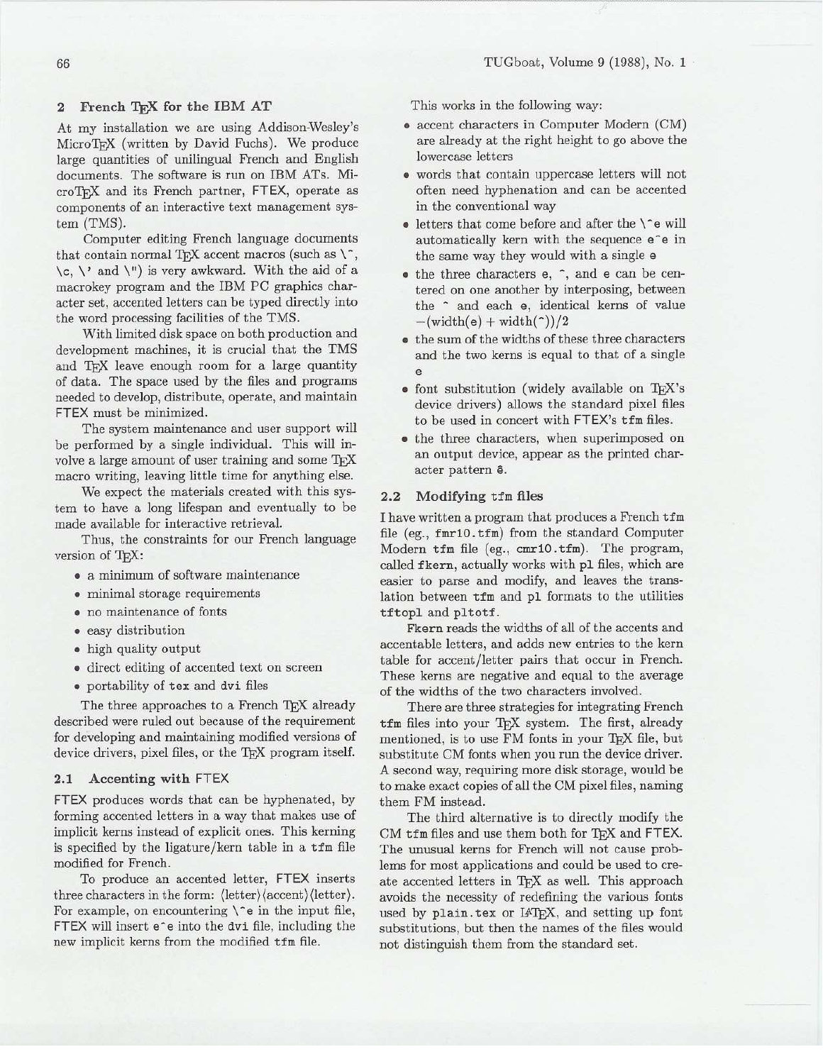## 2 French TEX for the IBM AT

At my installation we are using Addison-Wesley's MicroTEX (written by David Fuchs). We produce large quantities of unilingual French and English documents. The software is run on IBM ATs. MicroTEX and its French partner, FTEX, operate as components of an interactive text management system (TMS).

Computer editing French language documents that contain normal TEX accent macros (such as `\^`, `\c`, `\'` and `\"`) is very awkward. With the aid of a macrokey program and the IBM PC graphics character set, accented letters can be typed directly into the word processing facilities of the TMS.

With limited disk space on both production and development machines, it is crucial that the TMS and TEX leave enough room for a large quantity of data. The space used by the files and programs needed to develop, distribute, operate, and maintain FTEX must be minimized.

The system maintenance and user support will be performed by a single individual. This will involve a large amount of user training and some TEX macro writing, leaving little time for anything else.

We expect the materials created with this system to have a long lifespan and eventually to be made available for interactive retrieval.

Thus, the constraints for our French language version of TEX:

- a minimum of software maintenance
- minimal storage requirements
- no maintenance of fonts
- easy distribution
- high quality output
- direct editing of accented text on screen
- portability of `tex` and `dvi` files

The three approaches to a French TEX already described were ruled out because of the requirement for developing and maintaining modified versions of device drivers, pixel files, or the TEX program itself.

### 2.1 Accenting with FTEX

FTEX produces words that can be hyphenated, by forming accented letters in a way that makes use of implicit kerns instead of explicit ones. This kerning is specified by the ligature/kern table in a `tfm` file modified for French.

To produce an accented letter, FTEX inserts three characters in the form: ⟨letter⟩⟨accent⟩⟨letter⟩. For example, on encountering `\^e` in the input file, FTEX will insert `e^e` into the `dvi` file, including the new implicit kerns from the modified `tfm` file.

This works in the following way:

- accent characters in Computer Modern (CM) are already at the right height to go above the lowercase letters
- words that contain uppercase letters will not often need hyphenation and can be accented in the conventional way
- letters that come before and after the `\^e` will automatically kern with the sequence `e^e` in the same way they would with a single `e`
- the three characters `e`, `^`, and `e` can be centered on one another by interposing, between the `^` and each `e`, identical kerns of value $-(\text{width}(e) + \text{width}(\hat{}))/2$
- the sum of the widths of these three characters and the two kerns is equal to that of a single `e`
- font substitution (widely available on TEX's device drivers) allows the standard pixel files to be used in concert with FTEX's `tfm` files.
- the three characters, when superimposed on an output device, appear as the printed character pattern ê.

### 2.2 Modifying `tfm` files

I have written a program that produces a French `tfm` file (eg., `fmr10.tfm`) from the standard Computer Modern `tfm` file (eg., `cmr10.tfm`). The program, called **fkern**, actually works with `pl` files, which are easier to parse and modify, and leaves the translation between `tfm` and `pl` formats to the utilities `tftopl` and `pltotf`.

Fkern reads the widths of all of the accents and accentable letters, and adds new entries to the kern table for accent/letter pairs that occur in French. These kerns are negative and equal to the average of the widths of the two characters involved.

There are three strategies for integrating French `tfm` files into your TEX system. The first, already mentioned, is to use FM fonts in your TEX file, but substitute CM fonts when you run the device driver. A second way, requiring more disk storage, would be to make exact copies of all the CM pixel files, naming them FM instead.

The third alternative is to directly modify the CM `tfm` files and use them both for TEX and FTEX. The unusual kerns for French will not cause problems for most applications and could be used to create accented letters in TEX as well. This approach avoids the necessity of redefining the various fonts used by `plain.tex` or LaTeX, and setting up font substitutions, but then the names of the files would not distinguish them from the standard set.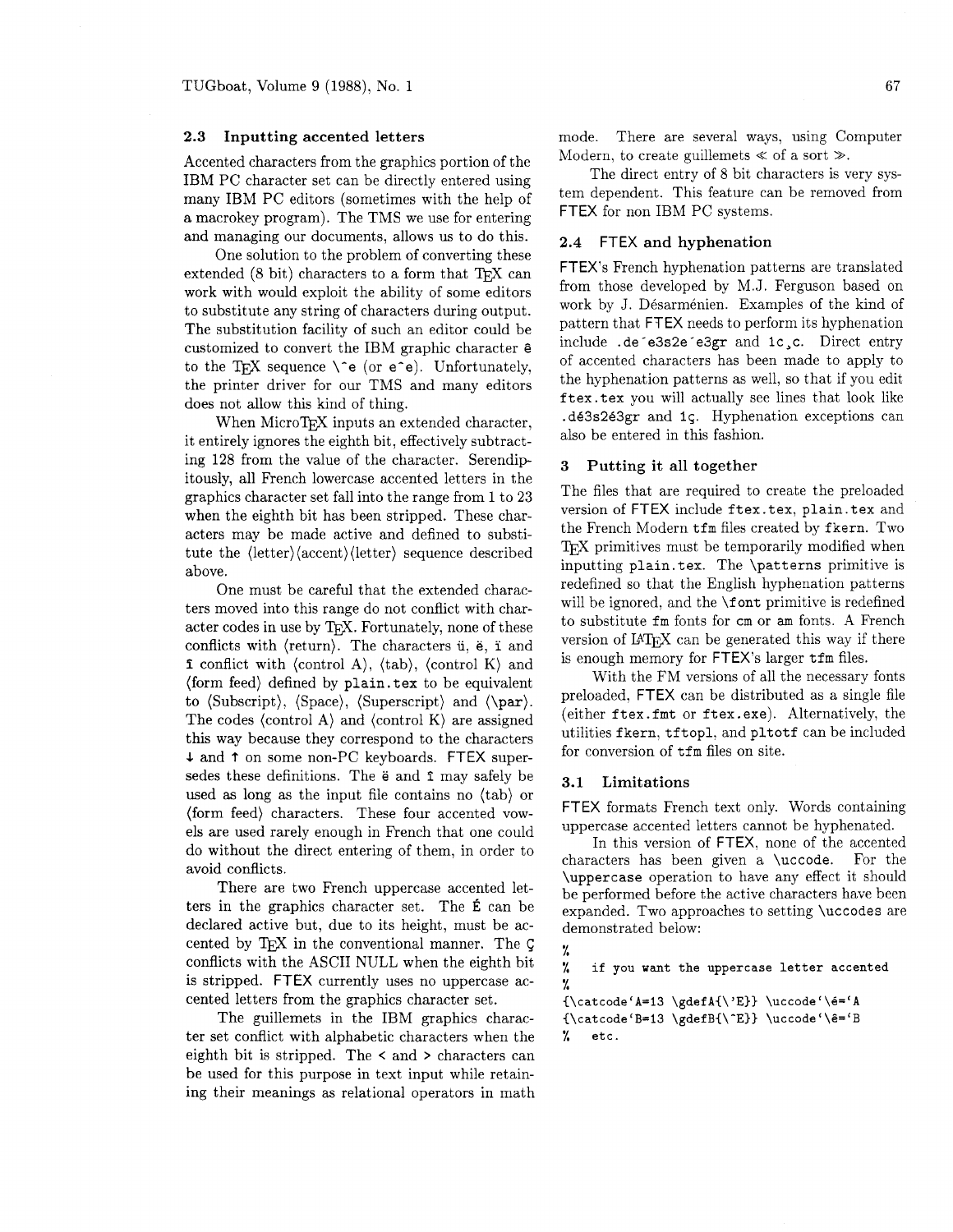### 2.3 Inputting accented letters

Accented characters from the graphics portion of the IBM PC character set can be directly entered using many IBM PC editors (sometimes with the help of a macrokey program). The TMS we use for entering and managing our documents, allows us to do this.

One solution to the problem of converting these extended (8 bit) characters to a form that TeX can work with would exploit the ability of some editors to substitute any string of characters during output. The substitution facility of such an editor could be customized to convert the IBM graphic character ê to the TeX sequence `\^e` (or `e^e`). Unfortunately, the printer driver for our TMS and many editors does not allow this kind of thing.

When MicroTeX inputs an extended character, it entirely ignores the eighth bit, effectively subtracting 128 from the value of the character. Serendipitously, all French lowercase accented letters in the graphics character set fall into the range from 1 to 23 when the eighth bit has been stripped. These characters may be made active and defined to substitute the ⟨letter⟩⟨accent⟩⟨letter⟩ sequence described above.

One must be careful that the extended characters moved into this range do not conflict with character codes in use by TeX. Fortunately, none of these conflicts with ⟨return⟩. The characters ü, ë, ï and î conflict with ⟨control A⟩, ⟨tab⟩, ⟨control K⟩ and ⟨form feed⟩ defined by `plain.tex` to be equivalent to ⟨Subscript⟩, ⟨Space⟩, ⟨Superscript⟩ and ⟨\par⟩. The codes ⟨control A⟩ and ⟨control K⟩ are assigned this way because they correspond to the characters ↓ and ↑ on some non-PC keyboards. FTEX supersedes these definitions. The ë and î may safely be used as long as the input file contains no ⟨tab⟩ or ⟨form feed⟩ characters. These four accented vowels are used rarely enough in French that one could do without the direct entering of them, in order to avoid conflicts.

There are two French uppercase accented letters in the graphics character set. The É can be declared active but, due to its height, must be accented by TeX in the conventional manner. The Ç conflicts with the ASCII NULL when the eighth bit is stripped. FTEX currently uses no uppercase accented letters from the graphics character set.

The guillemets in the IBM graphics character set conflict with alphabetic characters when the eighth bit is stripped. The < and > characters can be used for this purpose in text input while retaining their meanings as relational operators in math mode. There are several ways, using Computer Modern, to create guillemets ≪ of a sort ≫.

The direct entry of 8 bit characters is very system dependent. This feature can be removed from FTEX for non IBM PC systems.

### 2.4 FTEX and hyphenation

FTEX's French hyphenation patterns are translated from those developed by M.J. Ferguson based on work by J. Désarménien. Examples of the kind of pattern that FTEX needs to perform its hyphenation include `.de^e3s2e^e3gr` and `1c¸c`. Direct entry of accented characters has been made to apply to the hyphenation patterns as well, so that if you edit `ftex.tex` you will actually see lines that look like `.dé3s2é3gr` and `1ç`. Hyphenation exceptions can also be entered in this fashion.

## 3 Putting it all together

The files that are required to create the preloaded version of FTEX include `ftex.tex`, `plain.tex` and the French Modern `tfm` files created by `fkern`. Two TeX primitives must be temporarily modified when inputting `plain.tex`. The `\patterns` primitive is redefined so that the English hyphenation patterns will be ignored, and the `\font` primitive is redefined to substitute `fm` fonts for `cm` or `am` fonts. A French version of LaTeX can be generated this way if there is enough memory for FTEX's larger `tfm` files.

With the FM versions of all the necessary fonts preloaded, FTEX can be distributed as a single file (either `ftex.fmt` or `ftex.exe`). Alternatively, the utilities `fkern`, `tftopl`, and `pltotf` can be included for conversion of `tfm` files on site.

### 3.1 Limitations

FTEX formats French text only. Words containing uppercase accented letters cannot be hyphenated.

In this version of FTEX, none of the accented characters has been given a `\uccode`. For the `\uppercase` operation to have any effect it should be performed before the active characters have been expanded. Two approaches to setting `\uccode`s are demonstrated below:

```
%
%   if you want the uppercase letter accented
%
{\catcode`A=13 \gdefA{\'E}} \uccode`\é=`A
{\catcode`B=13 \gdefB{\^E}} \uccode`\ê=`B
%   etc.
```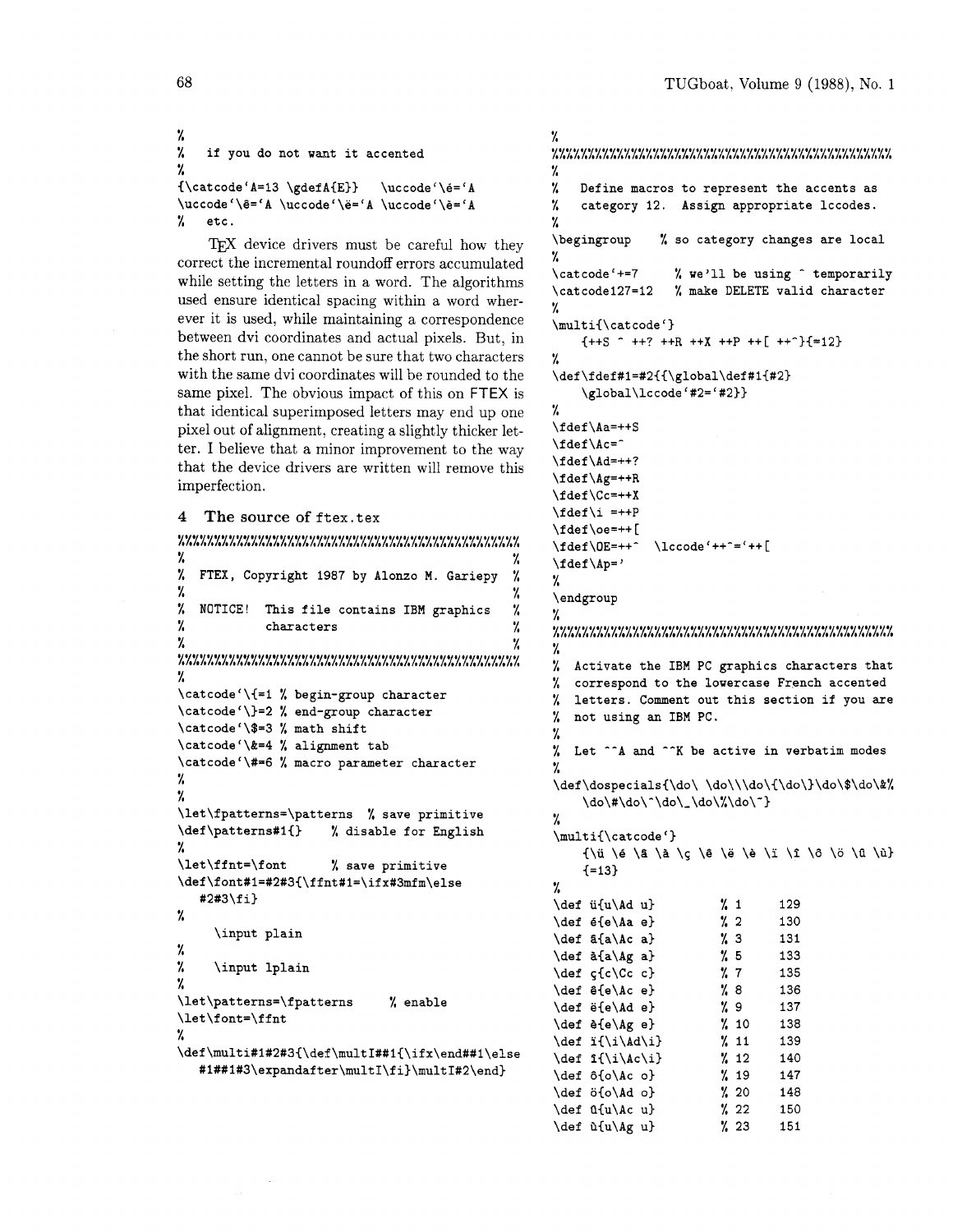```
%
%   if you do not want it accented
%
{\catcode'A=13 \gdefA{E}}   \uccode'\é='A
\uccode'\ê='A \uccode'\ë='A \uccode'\è='A
%   etc.
```

TEX device drivers must be careful how they correct the incremental roundoff errors accumulated while setting the letters in a word. The algorithms used ensure identical spacing within a word wherever it is used, while maintaining a correspondence between dvi coordinates and actual pixels. But, in the short run, one cannot be sure that two characters with the same dvi coordinates will be rounded to the same pixel. The obvious impact of this on FTEX is that identical superimposed letters may end up one pixel out of alignment, creating a slightly thicker letter. I believe that a minor improvement to the way that the device drivers are written will remove this imperfection.

## 4 The source of ftex.tex

```
%%%%%%%%%%%%%%%%%%%%%%%%%%%%%%%%%%%%%%%%%%%%%%%%%%%
%                                                 %
%  FTEX, Copyright 1987 by Alonzo M. Gariepy      %
%                                                 %
%  NOTICE!  This file contains IBM graphics       %
%           characters                            %
%                                                 %
%%%%%%%%%%%%%%%%%%%%%%%%%%%%%%%%%%%%%%%%%%%%%%%%%%%
%
\catcode'\{=1 % begin-group character
\catcode'\}=2 % end-group character
\catcode'\$=3 % math shift
\catcode'\&=4 % alignment tab
\catcode'\#=6 % macro parameter character
%
%
\let\fpatterns=\patterns  % save primitive
\def\patterns#1{}     % disable for English
%
\let\ffnt=\font       % save primitive
\def\font#1=#2#3{\ffnt#1=\ifx#3mfm\else
   #2#3\fi}
%
     \input plain
%
%    \input lplain
%
\let\patterns=\fpatterns     % enable
\let\font=\ffnt
%
\def\multi#1#2#3{\def\multI##1{\ifx\end##1\else
   #1##1#3\expandafter\multI\fi}\multI#2\end}
%
%%%%%%%%%%%%%%%%%%%%%%%%%%%%%%%%%%%%%%%%%%%%%%%%%%%
%
%   Define macros to represent the accents as
%   category 12.  Assign appropriate lccodes.
%
\begingroup    % so category changes are local
%
\catcode'+=7     % we'll be using ^ temporarily
\catcode127=12   % make DELETE valid character
%
\multi{\catcode'}
    {++S ^ ++? ++R ++X ++P ++[ ++^}{=12}
%
\def\fdef#1=#2{{\global\def#1{#2}
    \global\lccode'#2='#2}}
%
\fdef\Aa=++S
\fdef\Ac=^
\fdef\Ad=++?
\fdef\Ag=++R
\fdef\Cc=++X
\fdef\i =++P
\fdef\oe=++[
\fdef\OE=++^  \lccode'++^='++[
\fdef\Ap='
%
\endgroup
%
%%%%%%%%%%%%%%%%%%%%%%%%%%%%%%%%%%%%%%%%%%%%%%%%%%%
%
%  Activate the IBM PC graphics characters that
%  correspond to the lowercase French accented
%  letters. Comment out this section if you are
%  not using an IBM PC.
%
%  Let ^^A and ^^K be active in verbatim modes
%
\def\dospecials{\do\ \do\\\do\{\do\}\do\$\do\&%
    \do\#\do\^\do\_\do\%\do\~}
%
\multi{\catcode'}
    {\ü \é \â \à \ç \ê \ë \è \ï \î \ô \ö \û \ù}
    {=13}
%
\def ü{u\Ad u}          % 1     129
\def é{e\Aa e}          % 2     130
\def â{a\Ac a}          % 3     131
\def à{a\Ag a}          % 5     133
\def ç{c\Cc c}          % 7     135
\def ê{e\Ac e}          % 8     136
\def ë{e\Ad e}          % 9     137
\def è{e\Ag e}          % 10    138
\def ï{\i\Ad\i}         % 11    139
\def î{\i\Ac\i}         % 12    140
\def ô{o\Ac o}          % 19    147
\def ö{o\Ad o}          % 20    148
\def û{u\Ac u}          % 22    150
\def ù{u\Ag u}          % 23    151
```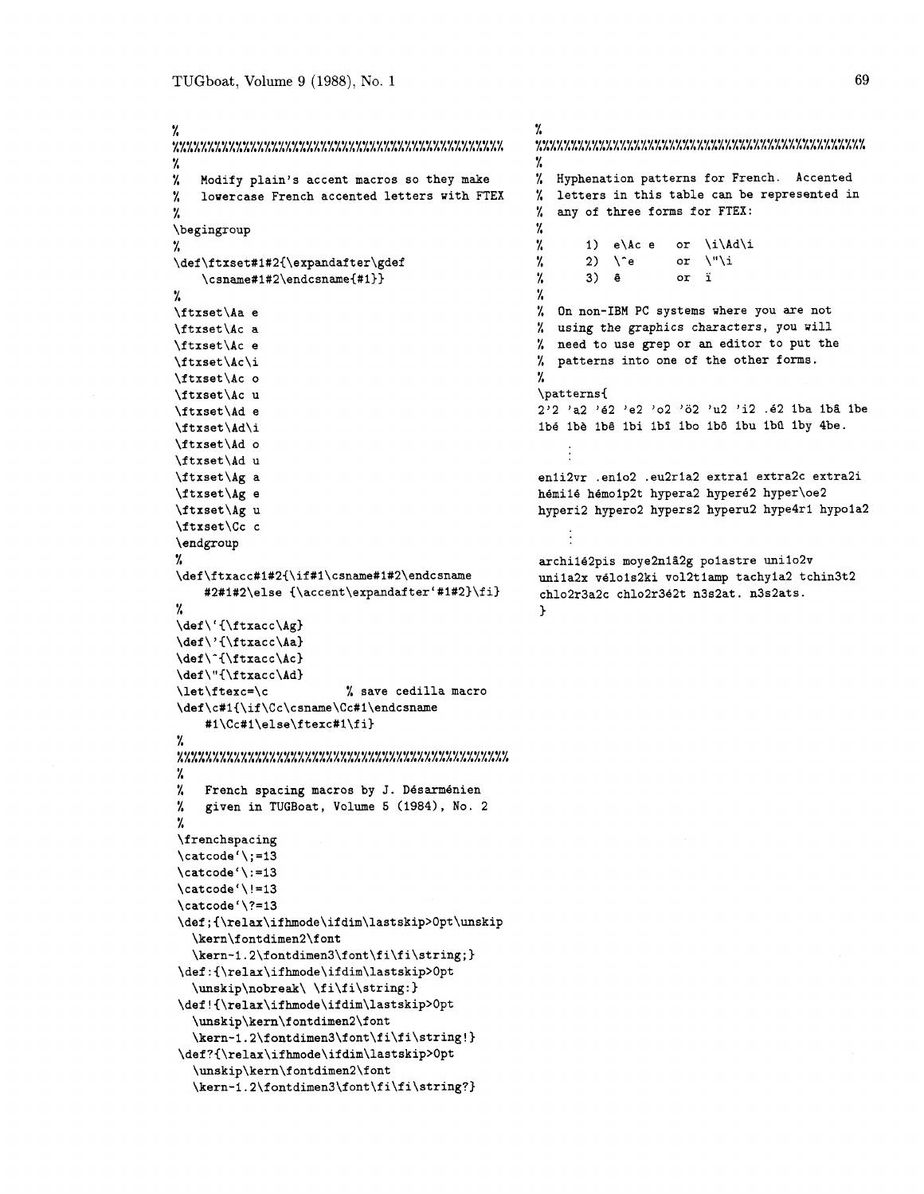```
%
%%%%%%%%%%%%%%%%%%%%%%%%%%%%%%%%%%%%%%%%%%%%%%%%%
%
%   Modify plain's accent macros so they make
%   lowercase French accented letters with FTEX
%
\begingroup
%
\def\ftxset#1#2{\expandafter\gdef
    \csname#1#2\endcsname{#1}}
%
\ftxset\Aa e
\ftxset\Ac a
\ftxset\Ac e
\ftxset\Ac\i
\ftxset\Ac o
\ftxset\Ac u
\ftxset\Ad e
\ftxset\Ad\i
\ftxset\Ad o
\ftxset\Ad u
\ftxset\Ag a
\ftxset\Ag e
\ftxset\Ag u
\ftxset\Cc c
\endgroup
%
\def\ftxacc#1#2{\if#1\csname#1#2\endcsname
    #2#1#2\else {\accent\expandafter`#1#2}\fi}
%
\def\`{\ftxacc\Ag}
\def\'{\ftxacc\Aa}
\def\^{\ftxacc\Ac}
\def\"{\ftxacc\Ad}
\let\ftexc=\c          % save cedilla macro
\def\c#1{\if\Cc\csname\Cc#1\endcsname
    #1\Cc#1\else\ftexc#1\fi}
%
%%%%%%%%%%%%%%%%%%%%%%%%%%%%%%%%%%%%%%%%%%%%%%%%%
%
%   French spacing macros by J. Désarménien
%   given in TUGBoat, Volume 5 (1984), No. 2
%
\frenchspacing
\catcode`\;=13
\catcode`\:=13
\catcode`\!=13
\catcode`\?=13
\def;{\relax\ifhmode\ifdim\lastskip>0pt\unskip
  \kern\fontdimen2\font
  \kern-1.2\fontdimen3\font\fi\fi\string;}
\def:{\relax\ifhmode\ifdim\lastskip>0pt
  \unskip\nobreak\ \fi\fi\string:}
\def!{\relax\ifhmode\ifdim\lastskip>0pt
  \unskip\kern\fontdimen2\font
  \kern-1.2\fontdimen3\font\fi\fi\string!}
\def?{\relax\ifhmode\ifdim\lastskip>0pt
  \unskip\kern\fontdimen2\font
  \kern-1.2\fontdimen3\font\fi\fi\string?}
```

```
%
%%%%%%%%%%%%%%%%%%%%%%%%%%%%%%%%%%%%%%%%%%%%%%%%%
%
% Hyphenation patterns for French.  Accented
% letters in this table can be represented in
% any of three forms for FTEX:
%
%     1)  e\Ac e    or  \i\Ad\i
%     2)  \^e       or  \"\i
%     3)  ê         or  ï
%
% On non-IBM PC systems where you are not
% using the graphics characters, you will
% need to use grep or an editor to put the
% patterns into one of the other forms.
%
\patterns{
2'2 'a2 'é2 'e2 'o2 'ô2 'u2 'i2 .é2 1ba 1bâ 1be
1bé 1bè 1bê 1bi 1bî 1bo 1bô 1bu 1bû 1by 4be.

    ⋮

en1i2vr .en1o2 .eu2r1a2 extra1 extra2c extra2i
hémi1é hémo1p2t hypera2 hyperé2 hyper\oe2
hyperi2 hypero2 hypers2 hyperu2 hype4r1 hypo1a2

    ⋮

archi1é2pis moye2n1â2g po1astre uni1o2v
uni1a2x vélo1s2ki vol2t1amp tachy1a2 tchin3t2
chlo2r3a2c chlo2r3é2t n3s2at. n3s2ats.
}
```